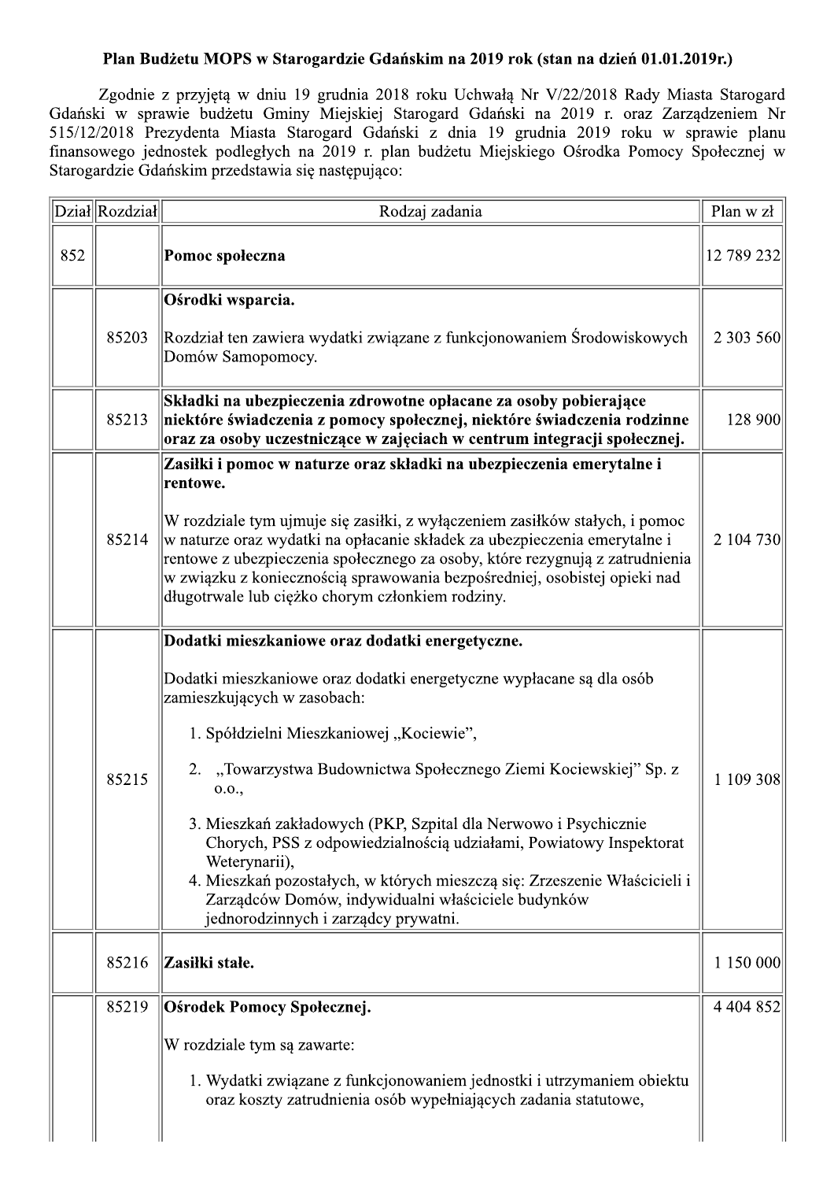**Plan Budżetu MOPS w Starogardzie Gdańskim na 2019 rok (stan na dzień 01.01.2019r.)**

Zgodnie z przyjętą w dniu 19 grudnia 2018 roku Uchwałą Nr V/22/2018 Rady Miasta Starogard Gdański w sprawie budżetu Gminy Miejskiej Starogard Gdański na 2019 r. oraz Zarządzeniem Nr 515/12/2018 Prezydenta Miasta Starogard Gdański z dnia 19 grudnia 2019 roku w sprawie planu finansowego jednostek podległych na 2019 r. plan budżetu Miejskiego Ośrodka Pomocy Społecznej w Starogardzie Gdańskim przedstawia się następująco:

| Dział | Rozdział | Rodzaj zadania | Plan w zł |
|---|---|---|---|
| 852 | | **Pomoc społeczna** | 12 789 232 |
| | 85203 | **Ośrodki wsparcia.**<br><br>Rozdział ten zawiera wydatki związane z funkcjonowaniem Środowiskowych Domów Samopomocy. | 2 303 560 |
| | 85213 | **Składki na ubezpieczenia zdrowotne opłacane za osoby pobierające niektóre świadczenia z pomocy społecznej, niektóre świadczenia rodzinne oraz za osoby uczestniczące w zajęciach w centrum integracji społecznej.** | 128 900 |
| | 85214 | **Zasiłki i pomoc w naturze oraz składki na ubezpieczenia emerytalne i rentowe.**<br><br>W rozdziale tym ujmuje się zasiłki, z wyłączeniem zasiłków stałych, i pomoc w naturze oraz wydatki na opłacanie składek za ubezpieczenia emerytalne i rentowe z ubezpieczenia społecznego za osoby, które rezygnują z zatrudnienia w związku z koniecznością sprawowania bezpośredniej, osobistej opieki nad długotrwale lub ciężko chorym członkiem rodziny. | 2 104 730 |
| | 85215 | **Dodatki mieszkaniowe oraz dodatki energetyczne.**<br><br>Dodatki mieszkaniowe oraz dodatki energetyczne wypłacane są dla osób zamieszkujących w zasobach:<br><br>1. Spółdzielni Mieszkaniowej „Kociewie”,<br>2. „Towarzystwa Budownictwa Społecznego Ziemi Kociewskiej” Sp. z o.o.,<br>3. Mieszkań zakładowych (PKP, Szpital dla Nerwowo i Psychicznie Chorych, PSS z odpowiedzialnością udziałami, Powiatowy Inspektorat Weterynarii),<br>4. Mieszkań pozostałych, w których mieszczą się: Zrzeszenie Właścicieli i Zarządców Domów, indywidualni właściciele budynków jednorodzinnych i zarządcy prywatni. | 1 109 308 |
| | 85216 | **Zasiłki stałe.** | 1 150 000 |
| | 85219 | **Ośrodek Pomocy Społecznej.**<br><br>W rozdziale tym są zawarte:<br><br>1. Wydatki związane z funkcjonowaniem jednostki i utrzymaniem obiektu oraz koszty zatrudnienia osób wypełniających zadania statutowe, | 4 404 852 |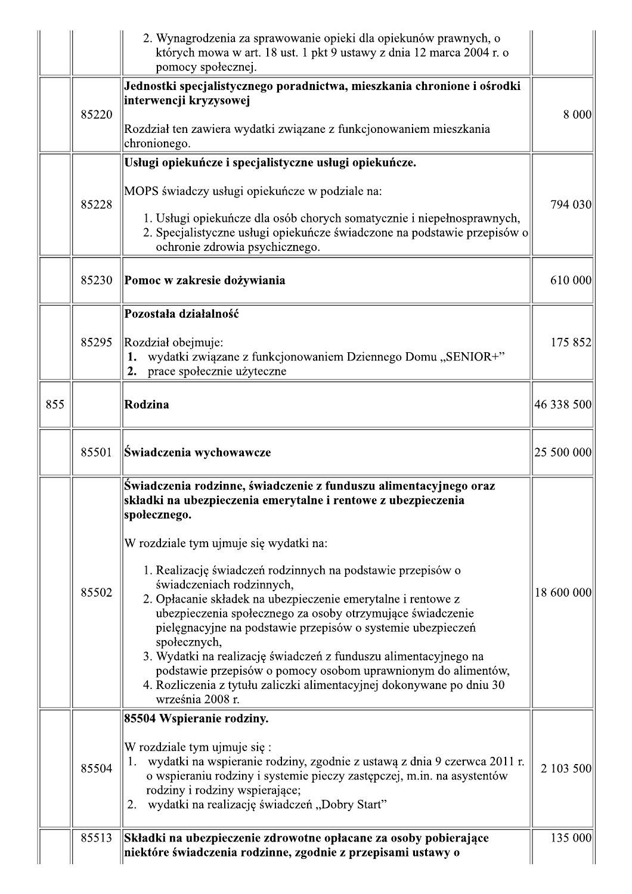| | | | |
|---|---|---|---|
| | | 2. Wynagrodzenia za sprawowanie opieki dla opiekunów prawnych, o których mowa w art. 18 ust. 1 pkt 9 ustawy z dnia 12 marca 2004 r. o pomocy społecznej. | |
| | 85220 | **Jednostki specjalistycznego poradnictwa, mieszkania chronione i ośrodki interwencji kryzysowej**<br><br>Rozdział ten zawiera wydatki związane z funkcjonowaniem mieszkania chronionego. | 8 000 |
| | 85228 | **Usługi opiekuńcze i specjalistyczne usługi opiekuńcze.**<br><br>MOPS świadczy usługi opiekuńcze w podziale na:<br><br>1. Usługi opiekuńcze dla osób chorych somatycznie i niepełnosprawnych,<br>2. Specjalistyczne usługi opiekuńcze świadczone na podstawie przepisów o ochronie zdrowia psychicznego. | 794 030 |
| | 85230 | **Pomoc w zakresie dożywiania** | 610 000 |
| | 85295 | **Pozostała działalność**<br><br>Rozdział obejmuje:<br>**1.** wydatki związane z funkcjonowaniem Dziennego Domu „SENIOR+"<br>**2.** prace społecznie użyteczne | 175 852 |
| 855 | | **Rodzina** | 46 338 500 |
| | 85501 | **Świadczenia wychowawcze** | 25 500 000 |
| | 85502 | **Świadczenia rodzinne, świadczenie z funduszu alimentacyjnego oraz składki na ubezpieczenia emerytalne i rentowe z ubezpieczenia społecznego.**<br><br>W rozdziale tym ujmuje się wydatki na:<br><br>1. Realizację świadczeń rodzinnych na podstawie przepisów o świadczeniach rodzinnych,<br>2. Opłacanie składek na ubezpieczenie emerytalne i rentowe z ubezpieczenia społecznego za osoby otrzymujące świadczenie pielęgnacyjne na podstawie przepisów o systemie ubezpieczeń społecznych,<br>3. Wydatki na realizację świadczeń z funduszu alimentacyjnego na podstawie przepisów o pomocy osobom uprawnionym do alimentów,<br>4. Rozliczenia z tytułu zaliczki alimentacyjnej dokonywane po dniu 30 września 2008 r. | 18 600 000 |
| | 85504 | **85504 Wspieranie rodziny.**<br><br>W rozdziale tym ujmuje się :<br>1. wydatki na wspieranie rodziny, zgodnie z ustawą z dnia 9 czerwca 2011 r. o wspieraniu rodziny i systemie pieczy zastępczej, m.in. na asystentów rodziny i rodziny wspierające;<br>2. wydatki na realizację świadczeń „Dobry Start" | 2 103 500 |
| | 85513 | **Składki na ubezpieczenie zdrowotne opłacane za osoby pobierające niektóre świadczenia rodzinne, zgodnie z przepisami ustawy o** | 135 000 |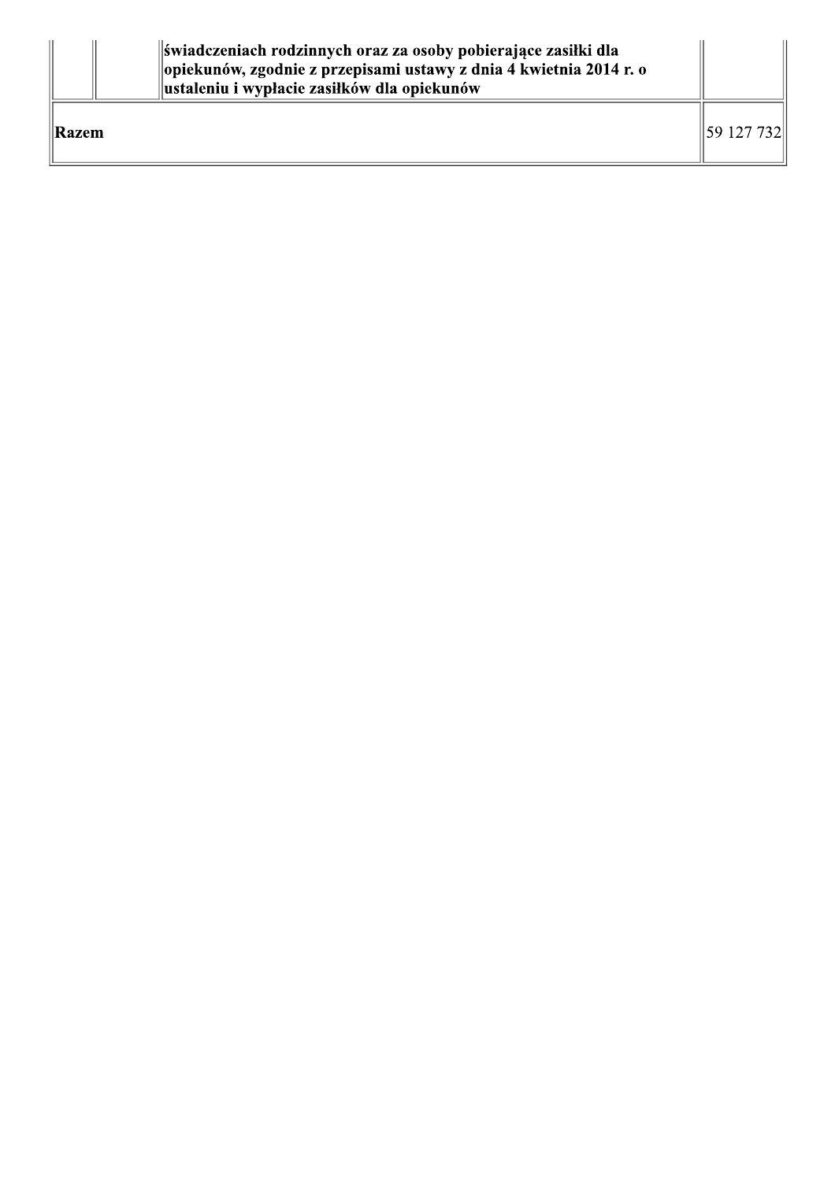| | | | |
|---|---|---|---|
| | | **świadczeniach rodzinnych oraz za osoby pobierające zasiłki dla opiekunów, zgodnie z przepisami ustawy z dnia 4 kwietnia 2014 r. o ustaleniu i wypłacie zasiłków dla opiekunów** | |
| **Razem** | | | 59 127 732 |